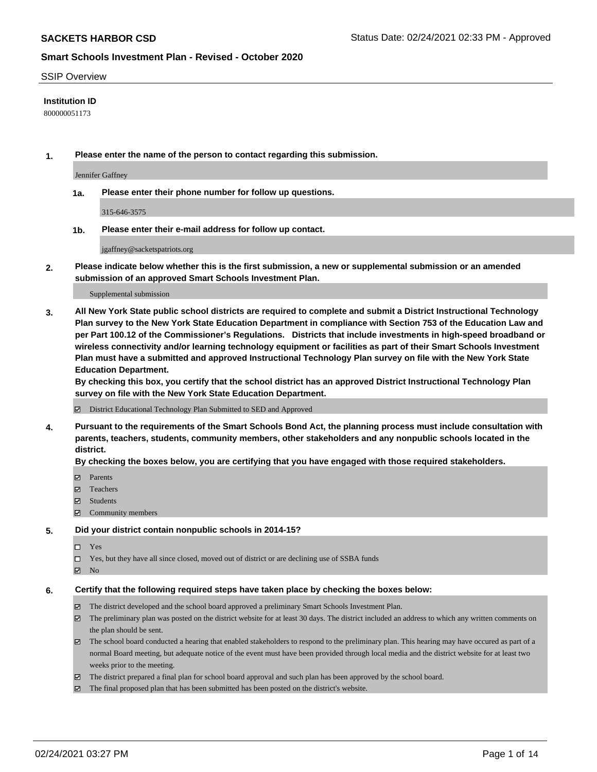**SACKETS HARBOR CSD** Status Date: 02/24/2021 02:33 PM - Approved

**Smart Schools Investment Plan - Revised - October 2020**

SSIP Overview

**Institution ID**

800000051173

**1. Please enter the name of the person to contact regarding this submission.**

Jennifer Gaffney

**1a. Please enter their phone number for follow up questions.**

315-646-3575

**1b. Please enter their e-mail address for follow up contact.**

jgaffney@sacketspatriots.org

**2. Please indicate below whether this is the first submission, a new or supplemental submission or an amended submission of an approved Smart Schools Investment Plan.**

Supplemental submission

**3. All New York State public school districts are required to complete and submit a District Instructional Technology Plan survey to the New York State Education Department in compliance with Section 753 of the Education Law and per Part 100.12 of the Commissioner's Regulations. Districts that include investments in high-speed broadband or wireless connectivity and/or learning technology equipment or facilities as part of their Smart Schools Investment Plan must have a submitted and approved Instructional Technology Plan survey on file with the New York State Education Department.**

**By checking this box, you certify that the school district has an approved District Instructional Technology Plan survey on file with the New York State Education Department.**

☑ District Educational Technology Plan Submitted to SED and Approved

**4. Pursuant to the requirements of the Smart Schools Bond Act, the planning process must include consultation with parents, teachers, students, community members, other stakeholders and any nonpublic schools located in the district.**

**By checking the boxes below, you are certifying that you have engaged with those required stakeholders.**

☑ Parents
☑ Teachers
☑ Students
☑ Community members

**5. Did your district contain nonpublic schools in 2014-15?**

☐ Yes
☐ Yes, but they have all since closed, moved out of district or are declining use of SSBA funds
☑ No

**6. Certify that the following required steps have taken place by checking the boxes below:**

☑ The district developed and the school board approved a preliminary Smart Schools Investment Plan.
☑ The preliminary plan was posted on the district website for at least 30 days. The district included an address to which any written comments on the plan should be sent.
☑ The school board conducted a hearing that enabled stakeholders to respond to the preliminary plan. This hearing may have occured as part of a normal Board meeting, but adequate notice of the event must have been provided through local media and the district website for at least two weeks prior to the meeting.
☑ The district prepared a final plan for school board approval and such plan has been approved by the school board.
☑ The final proposed plan that has been submitted has been posted on the district's website.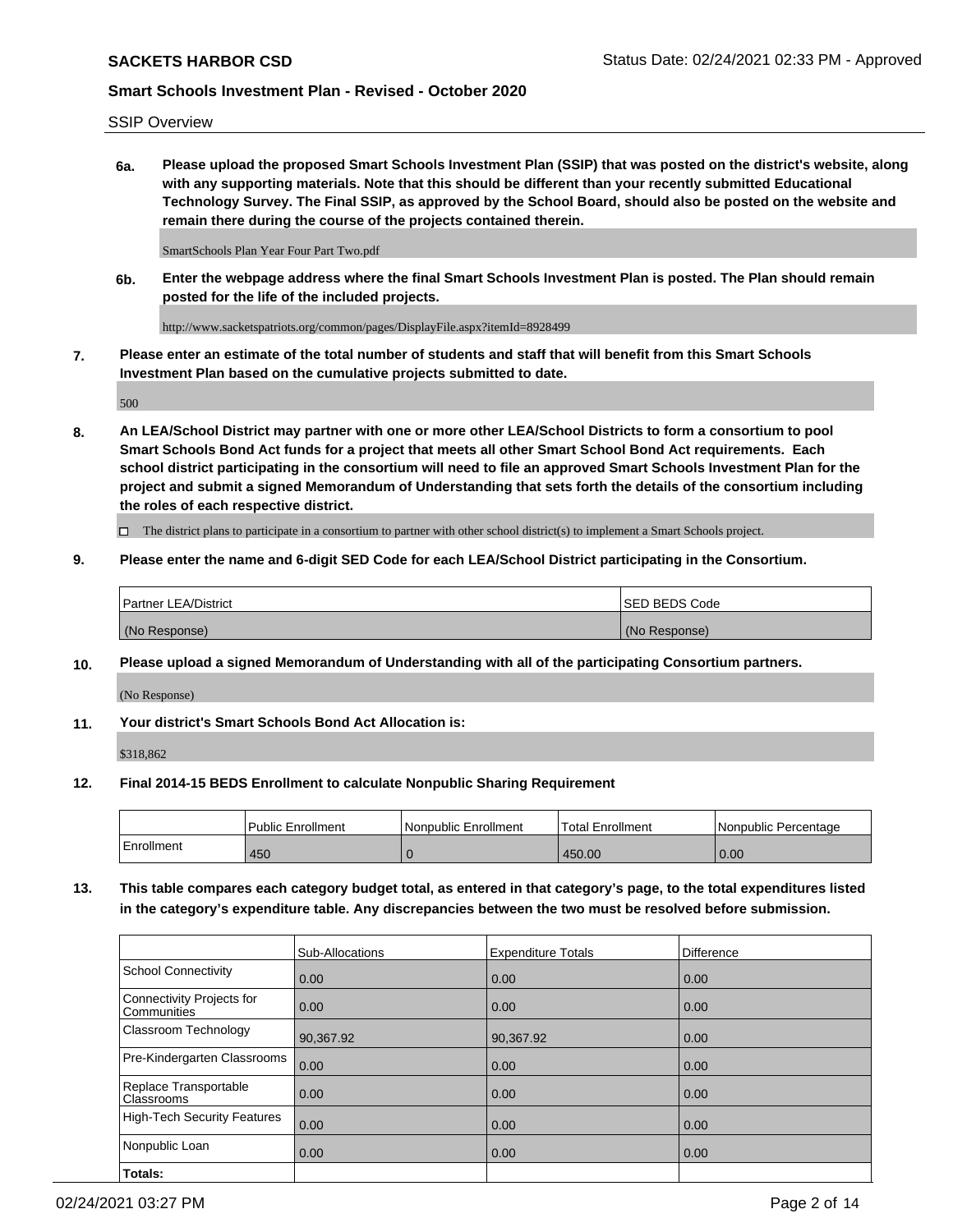SSIP Overview

**6a. Please upload the proposed Smart Schools Investment Plan (SSIP) that was posted on the district's website, along with any supporting materials. Note that this should be different than your recently submitted Educational Technology Survey. The Final SSIP, as approved by the School Board, should also be posted on the website and remain there during the course of the projects contained therein.**

SmartSchools Plan Year Four Part Two.pdf

**6b. Enter the webpage address where the final Smart Schools Investment Plan is posted. The Plan should remain posted for the life of the included projects.**

http://www.sacketspatriots.org/common/pages/DisplayFile.aspx?itemId=8928499

**7. Please enter an estimate of the total number of students and staff that will benefit from this Smart Schools Investment Plan based on the cumulative projects submitted to date.**

500

**8. An LEA/School District may partner with one or more other LEA/School Districts to form a consortium to pool Smart Schools Bond Act funds for a project that meets all other Smart School Bond Act requirements. Each school district participating in the consortium will need to file an approved Smart Schools Investment Plan for the project and submit a signed Memorandum of Understanding that sets forth the details of the consortium including the roles of each respective district.**

☐ The district plans to participate in a consortium to partner with other school district(s) to implement a Smart Schools project.

**9. Please enter the name and 6-digit SED Code for each LEA/School District participating in the Consortium.**

| Partner LEA/District | SED BEDS Code |
|---|---|
| (No Response) | (No Response) |

**10. Please upload a signed Memorandum of Understanding with all of the participating Consortium partners.**

(No Response)

**11. Your district's Smart Schools Bond Act Allocation is:**

$318,862

**12. Final 2014-15 BEDS Enrollment to calculate Nonpublic Sharing Requirement**

| | Public Enrollment | Nonpublic Enrollment | Total Enrollment | Nonpublic Percentage |
|---|---|---|---|---|
| Enrollment | 450 | 0 | 450.00 | 0.00 |

**13. This table compares each category budget total, as entered in that category's page, to the total expenditures listed in the category's expenditure table. Any discrepancies between the two must be resolved before submission.**

| | Sub-Allocations | Expenditure Totals | Difference |
|---|---|---|---|
| School Connectivity | 0.00 | 0.00 | 0.00 |
| Connectivity Projects for Communities | 0.00 | 0.00 | 0.00 |
| Classroom Technology | 90,367.92 | 90,367.92 | 0.00 |
| Pre-Kindergarten Classrooms | 0.00 | 0.00 | 0.00 |
| Replace Transportable Classrooms | 0.00 | 0.00 | 0.00 |
| High-Tech Security Features | 0.00 | 0.00 | 0.00 |
| Nonpublic Loan | 0.00 | 0.00 | 0.00 |
| **Totals:** | | | |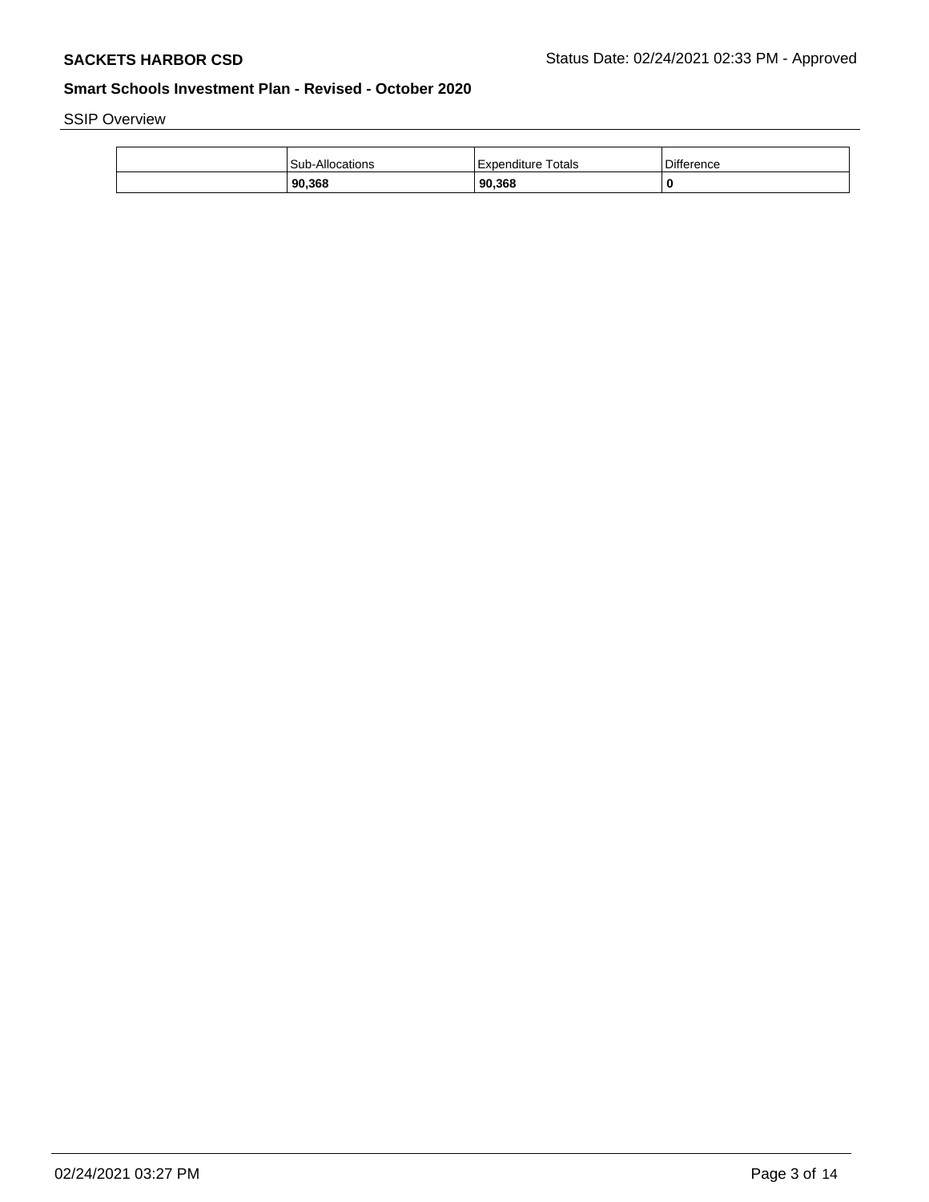## Smart Schools Investment Plan - Revised - October 2020

SSIP Overview

| | Sub-Allocations | Expenditure Totals | Difference |
|---|---|---|---|
| | **90,368** | **90,368** | **0** |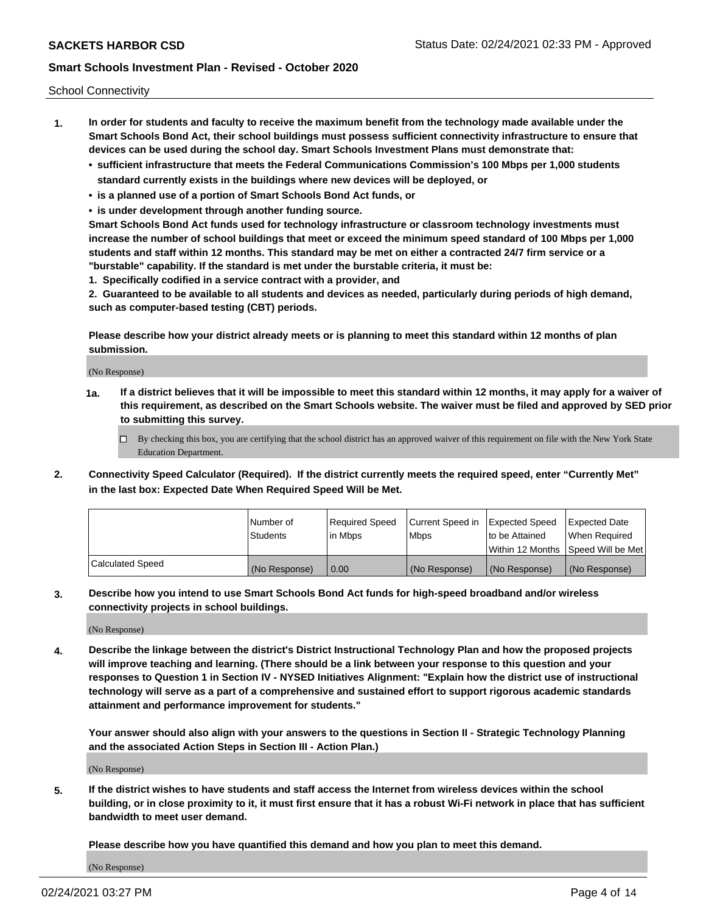School Connectivity

1. **In order for students and faculty to receive the maximum benefit from the technology made available under the Smart Schools Bond Act, their school buildings must possess sufficient connectivity infrastructure to ensure that devices can be used during the school day. Smart Schools Investment Plans must demonstrate that:**
   - **sufficient infrastructure that meets the Federal Communications Commission's 100 Mbps per 1,000 students standard currently exists in the buildings where new devices will be deployed, or**
   - **is a planned use of a portion of Smart Schools Bond Act funds, or**
   - **is under development through another funding source.**

   **Smart Schools Bond Act funds used for technology infrastructure or classroom technology investments must increase the number of school buildings that meet or exceed the minimum speed standard of 100 Mbps per 1,000 students and staff within 12 months. This standard may be met on either a contracted 24/7 firm service or a "burstable" capability. If the standard is met under the burstable criteria, it must be:**

   **1. Specifically codified in a service contract with a provider, and**

   **2. Guaranteed to be available to all students and devices as needed, particularly during periods of high demand, such as computer-based testing (CBT) periods.**

   **Please describe how your district already meets or is planning to meet this standard within 12 months of plan submission.**

   (No Response)

   **1a. If a district believes that it will be impossible to meet this standard within 12 months, it may apply for a waiver of this requirement, as described on the Smart Schools website. The waiver must be filed and approved by SED prior to submitting this survey.**

   ☐ By checking this box, you are certifying that the school district has an approved waiver of this requirement on file with the New York State Education Department.

2. **Connectivity Speed Calculator (Required). If the district currently meets the required speed, enter "Currently Met" in the last box: Expected Date When Required Speed Will be Met.**

| | Number of Students | Required Speed in Mbps | Current Speed in Mbps | Expected Speed to be Attained Within 12 Months | Expected Date When Required Speed Will be Met |
|---|---|---|---|---|---|
| Calculated Speed | (No Response) | 0.00 | (No Response) | (No Response) | (No Response) |

3. **Describe how you intend to use Smart Schools Bond Act funds for high-speed broadband and/or wireless connectivity projects in school buildings.**

   (No Response)

4. **Describe the linkage between the district's District Instructional Technology Plan and how the proposed projects will improve teaching and learning. (There should be a link between your response to this question and your responses to Question 1 in Section IV - NYSED Initiatives Alignment: "Explain how the district use of instructional technology will serve as a part of a comprehensive and sustained effort to support rigorous academic standards attainment and performance improvement for students."**

   **Your answer should also align with your answers to the questions in Section II - Strategic Technology Planning and the associated Action Steps in Section III - Action Plan.)**

   (No Response)

5. **If the district wishes to have students and staff access the Internet from wireless devices within the school building, or in close proximity to it, it must first ensure that it has a robust Wi-Fi network in place that has sufficient bandwidth to meet user demand.**

   **Please describe how you have quantified this demand and how you plan to meet this demand.**

   (No Response)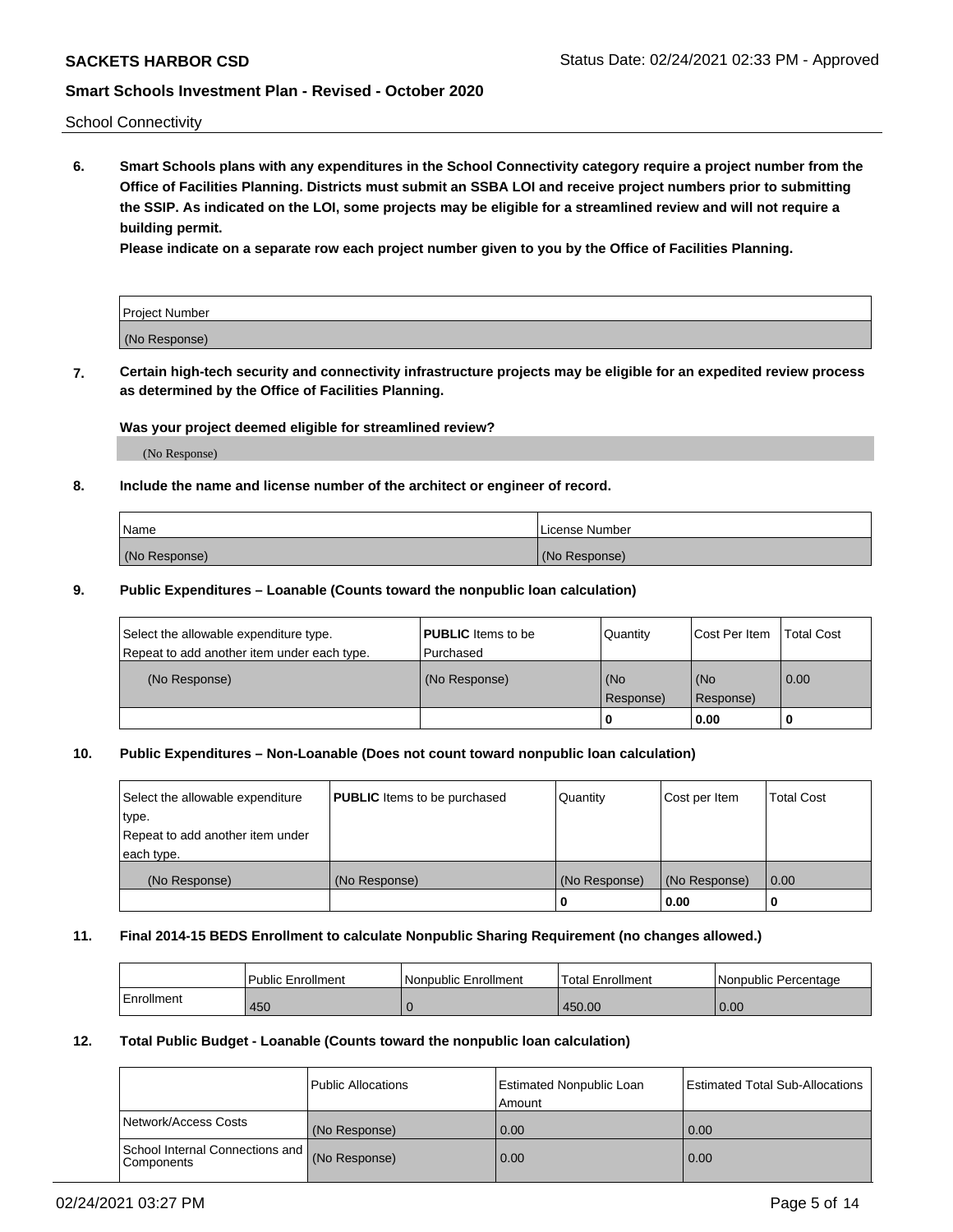School Connectivity

**6. Smart Schools plans with any expenditures in the School Connectivity category require a project number from the Office of Facilities Planning. Districts must submit an SSBA LOI and receive project numbers prior to submitting the SSIP. As indicated on the LOI, some projects may be eligible for a streamlined review and will not require a building permit.**

**Please indicate on a separate row each project number given to you by the Office of Facilities Planning.**

| Project Number |
| --- |
| (No Response) |

**7. Certain high-tech security and connectivity infrastructure projects may be eligible for an expedited review process as determined by the Office of Facilities Planning.**

**Was your project deemed eligible for streamlined review?**

(No Response)

**8. Include the name and license number of the architect or engineer of record.**

| Name | License Number |
| --- | --- |
| (No Response) | (No Response) |

**9. Public Expenditures – Loanable (Counts toward the nonpublic loan calculation)**

| Select the allowable expenditure type. Repeat to add another item under each type. | **PUBLIC** Items to be Purchased | Quantity | Cost Per Item | Total Cost |
| --- | --- | --- | --- | --- |
| (No Response) | (No Response) | (No Response) | (No Response) | 0.00 |
| | | 0 | 0.00 | 0 |

**10. Public Expenditures – Non-Loanable (Does not count toward nonpublic loan calculation)**

| Select the allowable expenditure type. Repeat to add another item under each type. | **PUBLIC** Items to be purchased | Quantity | Cost per Item | Total Cost |
| --- | --- | --- | --- | --- |
| (No Response) | (No Response) | (No Response) | (No Response) | 0.00 |
| | | 0 | 0.00 | 0 |

**11. Final 2014-15 BEDS Enrollment to calculate Nonpublic Sharing Requirement (no changes allowed.)**

| | Public Enrollment | Nonpublic Enrollment | Total Enrollment | Nonpublic Percentage |
| --- | --- | --- | --- | --- |
| Enrollment | 450 | 0 | 450.00 | 0.00 |

**12. Total Public Budget - Loanable (Counts toward the nonpublic loan calculation)**

| | Public Allocations | Estimated Nonpublic Loan Amount | Estimated Total Sub-Allocations |
| --- | --- | --- | --- |
| Network/Access Costs | (No Response) | 0.00 | 0.00 |
| School Internal Connections and Components | (No Response) | 0.00 | 0.00 |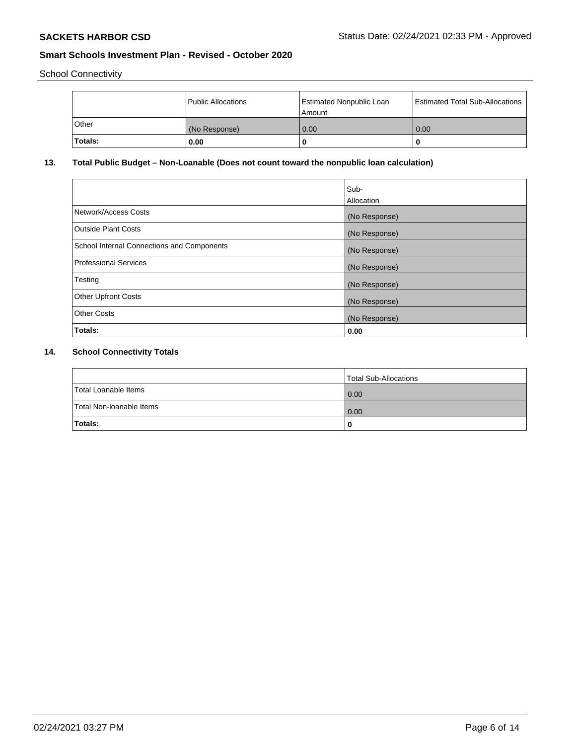School Connectivity

| | Public Allocations | Estimated Nonpublic Loan Amount | Estimated Total Sub-Allocations |
|---|---|---|---|
| Other | (No Response) | 0.00 | 0.00 |
| **Totals:** | **0.00** | **0** | **0** |

## 13. Total Public Budget – Non-Loanable (Does not count toward the nonpublic loan calculation)

| | Sub-Allocation |
|---|---|
| Network/Access Costs | (No Response) |
| Outside Plant Costs | (No Response) |
| School Internal Connections and Components | (No Response) |
| Professional Services | (No Response) |
| Testing | (No Response) |
| Other Upfront Costs | (No Response) |
| Other Costs | (No Response) |
| **Totals:** | **0.00** |

## 14. School Connectivity Totals

| | Total Sub-Allocations |
|---|---|
| Total Loanable Items | 0.00 |
| Total Non-loanable Items | 0.00 |
| **Totals:** | **0** |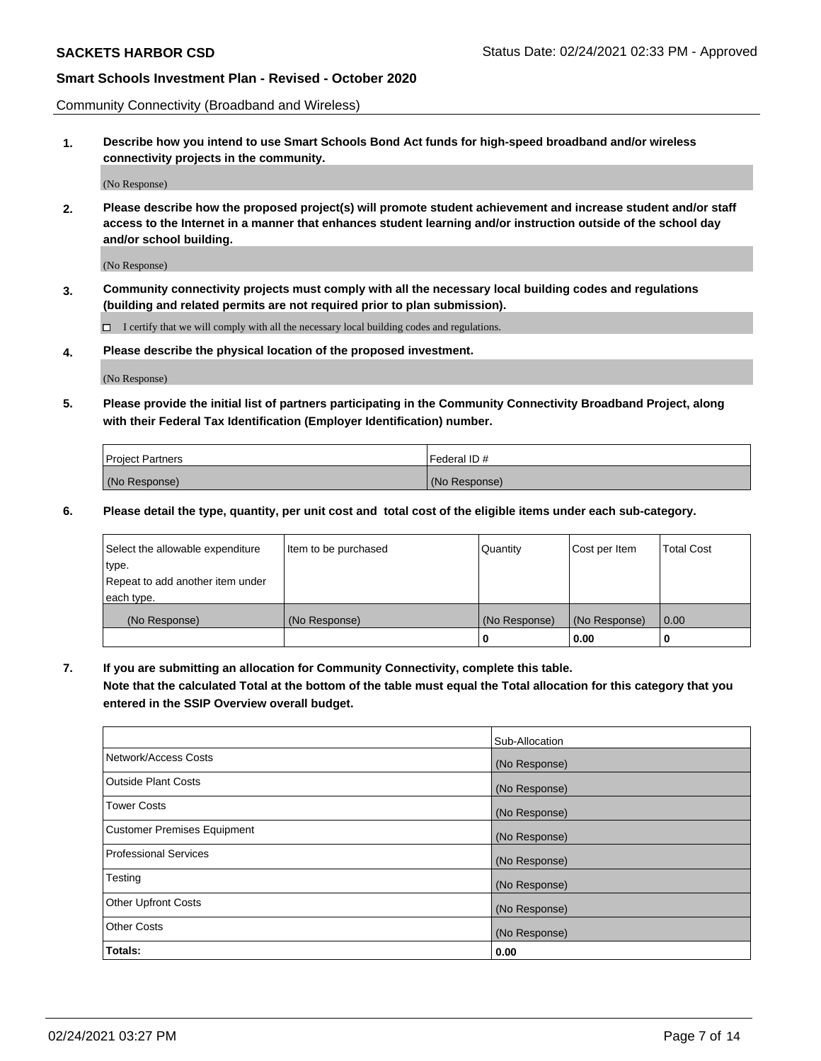Community Connectivity (Broadband and Wireless)

**1. Describe how you intend to use Smart Schools Bond Act funds for high-speed broadband and/or wireless connectivity projects in the community.**

(No Response)

**2. Please describe how the proposed project(s) will promote student achievement and increase student and/or staff access to the Internet in a manner that enhances student learning and/or instruction outside of the school day and/or school building.**

(No Response)

**3. Community connectivity projects must comply with all the necessary local building codes and regulations (building and related permits are not required prior to plan submission).**

☐ I certify that we will comply with all the necessary local building codes and regulations.

**4. Please describe the physical location of the proposed investment.**

(No Response)

**5. Please provide the initial list of partners participating in the Community Connectivity Broadband Project, along with their Federal Tax Identification (Employer Identification) number.**

| Project Partners | Federal ID # |
|---|---|
| (No Response) | (No Response) |

**6. Please detail the type, quantity, per unit cost and total cost of the eligible items under each sub-category.**

| Select the allowable expenditure type. Repeat to add another item under each type. | Item to be purchased | Quantity | Cost per Item | Total Cost |
|---|---|---|---|---|
| (No Response) | (No Response) | (No Response) | (No Response) | 0.00 |
| | | **0** | **0.00** | **0** |

**7. If you are submitting an allocation for Community Connectivity, complete this table. Note that the calculated Total at the bottom of the table must equal the Total allocation for this category that you entered in the SSIP Overview overall budget.**

| | Sub-Allocation |
|---|---|
| Network/Access Costs | (No Response) |
| Outside Plant Costs | (No Response) |
| Tower Costs | (No Response) |
| Customer Premises Equipment | (No Response) |
| Professional Services | (No Response) |
| Testing | (No Response) |
| Other Upfront Costs | (No Response) |
| Other Costs | (No Response) |
| **Totals:** | **0.00** |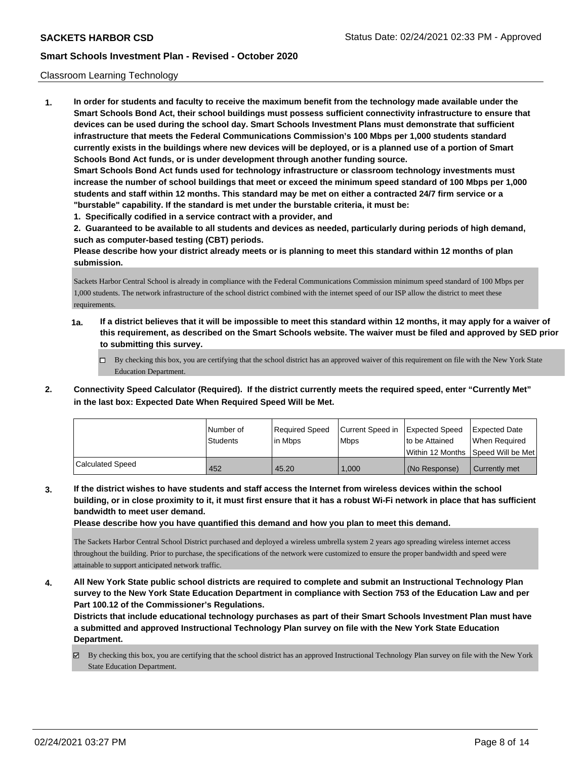Classroom Learning Technology

**1. In order for students and faculty to receive the maximum benefit from the technology made available under the Smart Schools Bond Act, their school buildings must possess sufficient connectivity infrastructure to ensure that devices can be used during the school day. Smart Schools Investment Plans must demonstrate that sufficient infrastructure that meets the Federal Communications Commission's 100 Mbps per 1,000 students standard currently exists in the buildings where new devices will be deployed, or is a planned use of a portion of Smart Schools Bond Act funds, or is under development through another funding source.**

**Smart Schools Bond Act funds used for technology infrastructure or classroom technology investments must increase the number of school buildings that meet or exceed the minimum speed standard of 100 Mbps per 1,000 students and staff within 12 months. This standard may be met on either a contracted 24/7 firm service or a "burstable" capability. If the standard is met under the burstable criteria, it must be:**

**1. Specifically codified in a service contract with a provider, and**

**2. Guaranteed to be available to all students and devices as needed, particularly during periods of high demand, such as computer-based testing (CBT) periods.**

**Please describe how your district already meets or is planning to meet this standard within 12 months of plan submission.**

Sackets Harbor Central School is already in compliance with the Federal Communications Commission minimum speed standard of 100 Mbps per 1,000 students. The network infrastructure of the school district combined with the internet speed of our ISP allow the district to meet these requirements.

**1a. If a district believes that it will be impossible to meet this standard within 12 months, it may apply for a waiver of this requirement, as described on the Smart Schools website. The waiver must be filed and approved by SED prior to submitting this survey.**

☐ By checking this box, you are certifying that the school district has an approved waiver of this requirement on file with the New York State Education Department.

**2. Connectivity Speed Calculator (Required). If the district currently meets the required speed, enter "Currently Met" in the last box: Expected Date When Required Speed Will be Met.**

| | Number of Students | Required Speed in Mbps | Current Speed in Mbps | Expected Speed to be Attained Within 12 Months | Expected Date When Required Speed Will be Met |
|---|---|---|---|---|---|
| Calculated Speed | 452 | 45.20 | 1,000 | (No Response) | Currently met |

**3. If the district wishes to have students and staff access the Internet from wireless devices within the school building, or in close proximity to it, it must first ensure that it has a robust Wi-Fi network in place that has sufficient bandwidth to meet user demand.**

**Please describe how you have quantified this demand and how you plan to meet this demand.**

The Sackets Harbor Central School District purchased and deployed a wireless umbrella system 2 years ago spreading wireless internet access throughout the building. Prior to purchase, the specifications of the network were customized to ensure the proper bandwidth and speed were attainable to support anticipated network traffic.

**4. All New York State public school districts are required to complete and submit an Instructional Technology Plan survey to the New York State Education Department in compliance with Section 753 of the Education Law and per Part 100.12 of the Commissioner's Regulations.**

**Districts that include educational technology purchases as part of their Smart Schools Investment Plan must have a submitted and approved Instructional Technology Plan survey on file with the New York State Education Department.**

☑ By checking this box, you are certifying that the school district has an approved Instructional Technology Plan survey on file with the New York State Education Department.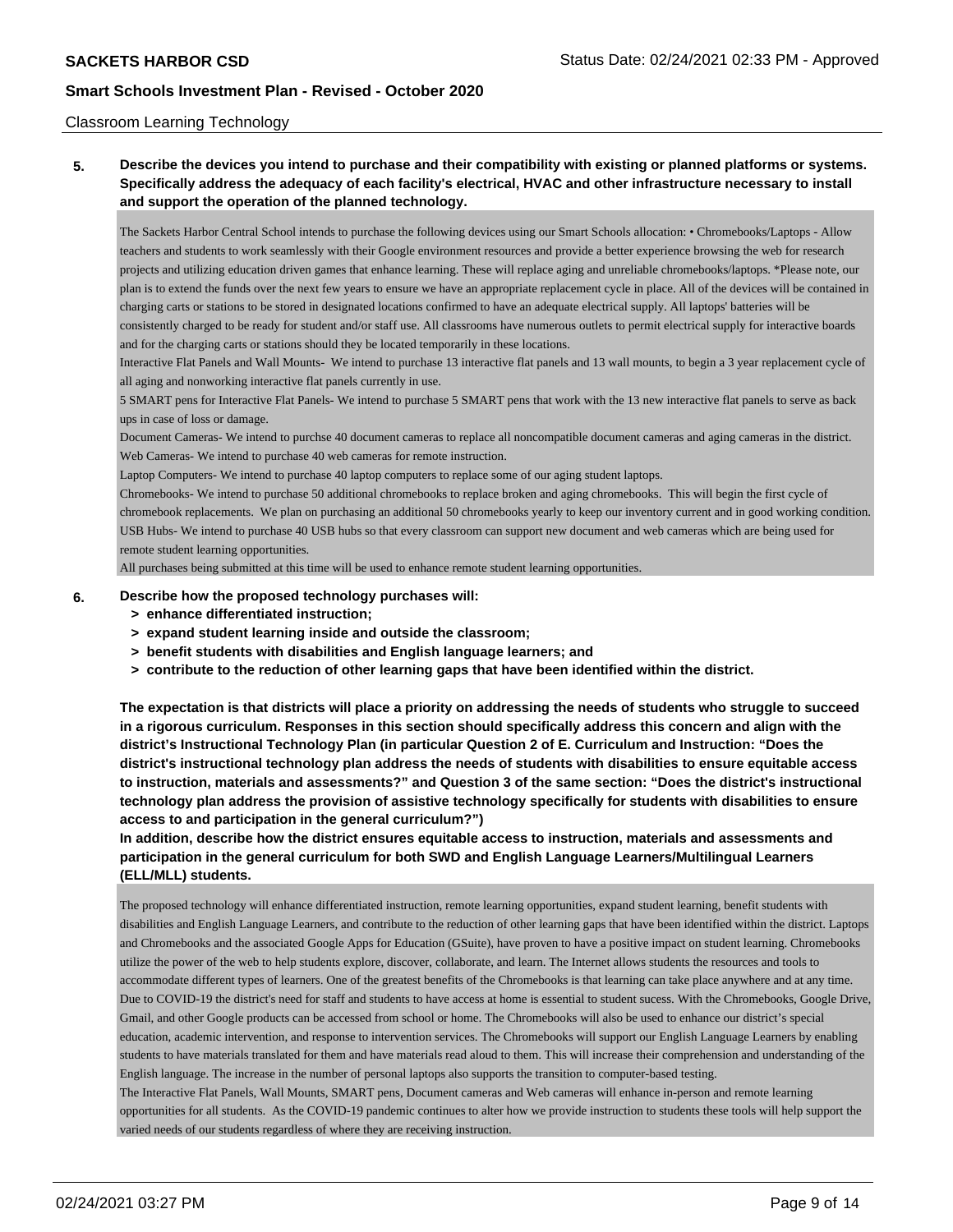Classroom Learning Technology

**5. Describe the devices you intend to purchase and their compatibility with existing or planned platforms or systems. Specifically address the adequacy of each facility's electrical, HVAC and other infrastructure necessary to install and support the operation of the planned technology.**

The Sackets Harbor Central School intends to purchase the following devices using our Smart Schools allocation: • Chromebooks/Laptops - Allow teachers and students to work seamlessly with their Google environment resources and provide a better experience browsing the web for research projects and utilizing education driven games that enhance learning. These will replace aging and unreliable chromebooks/laptops. *Please note, our plan is to extend the funds over the next few years to ensure we have an appropriate replacement cycle in place. All of the devices will be contained in charging carts or stations to be stored in designated locations confirmed to have an adequate electrical supply. All laptops' batteries will be consistently charged to be ready for student and/or staff use. All classrooms have numerous outlets to permit electrical supply for interactive boards and for the charging carts or stations should they be located temporarily in these locations.

Interactive Flat Panels and Wall Mounts- We intend to purchase 13 interactive flat panels and 13 wall mounts, to begin a 3 year replacement cycle of all aging and nonworking interactive flat panels currently in use.

5 SMART pens for Interactive Flat Panels- We intend to purchase 5 SMART pens that work with the 13 new interactive flat panels to serve as back ups in case of loss or damage.

Document Cameras- We intend to purchse 40 document cameras to replace all noncompatible document cameras and aging cameras in the district.

Web Cameras- We intend to purchase 40 web cameras for remote instruction.

Laptop Computers- We intend to purchase 40 laptop computers to replace some of our aging student laptops.

Chromebooks- We intend to purchase 50 additional chromebooks to replace broken and aging chromebooks. This will begin the first cycle of chromebook replacements. We plan on purchasing an additional 50 chromebooks yearly to keep our inventory current and in good working condition.

USB Hubs- We intend to purchase 40 USB hubs so that every classroom can support new document and web cameras which are being used for remote student learning opportunities.

All purchases being submitted at this time will be used to enhance remote student learning opportunities.

**6. Describe how the proposed technology purchases will:**

- **> enhance differentiated instruction;**
- **> expand student learning inside and outside the classroom;**
- **> benefit students with disabilities and English language learners; and**
- **> contribute to the reduction of other learning gaps that have been identified within the district.**

**The expectation is that districts will place a priority on addressing the needs of students who struggle to succeed in a rigorous curriculum. Responses in this section should specifically address this concern and align with the district's Instructional Technology Plan (in particular Question 2 of E. Curriculum and Instruction: "Does the district's instructional technology plan address the needs of students with disabilities to ensure equitable access to instruction, materials and assessments?" and Question 3 of the same section: "Does the district's instructional technology plan address the provision of assistive technology specifically for students with disabilities to ensure access to and participation in the general curriculum?")**

**In addition, describe how the district ensures equitable access to instruction, materials and assessments and participation in the general curriculum for both SWD and English Language Learners/Multilingual Learners (ELL/MLL) students.**

The proposed technology will enhance differentiated instruction, remote learning opportunities, expand student learning, benefit students with disabilities and English Language Learners, and contribute to the reduction of other learning gaps that have been identified within the district. Laptops and Chromebooks and the associated Google Apps for Education (GSuite), have proven to have a positive impact on student learning. Chromebooks utilize the power of the web to help students explore, discover, collaborate, and learn. The Internet allows students the resources and tools to accommodate different types of learners. One of the greatest benefits of the Chromebooks is that learning can take place anywhere and at any time. Due to COVID-19 the district's need for staff and students to have access at home is essential to student sucess. With the Chromebooks, Google Drive, Gmail, and other Google products can be accessed from school or home. The Chromebooks will also be used to enhance our district's special education, academic intervention, and response to intervention services. The Chromebooks will support our English Language Learners by enabling students to have materials translated for them and have materials read aloud to them. This will increase their comprehension and understanding of the English language. The increase in the number of personal laptops also supports the transition to computer-based testing.

The Interactive Flat Panels, Wall Mounts, SMART pens, Document cameras and Web cameras will enhance in-person and remote learning opportunities for all students. As the COVID-19 pandemic continues to alter how we provide instruction to students these tools will help support the varied needs of our students regardless of where they are receiving instruction.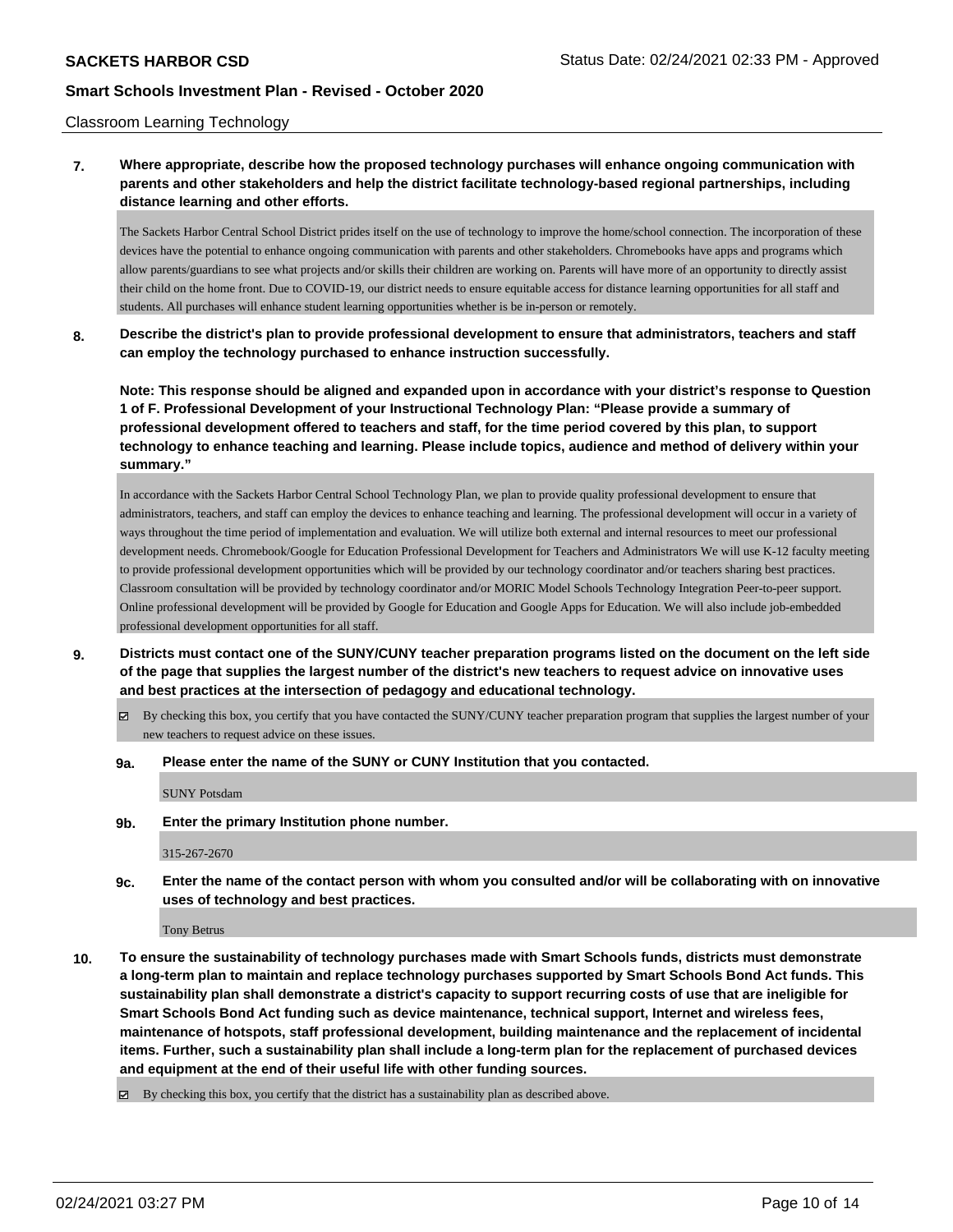Classroom Learning Technology

**7. Where appropriate, describe how the proposed technology purchases will enhance ongoing communication with parents and other stakeholders and help the district facilitate technology-based regional partnerships, including distance learning and other efforts.**

The Sackets Harbor Central School District prides itself on the use of technology to improve the home/school connection. The incorporation of these devices have the potential to enhance ongoing communication with parents and other stakeholders. Chromebooks have apps and programs which allow parents/guardians to see what projects and/or skills their children are working on. Parents will have more of an opportunity to directly assist their child on the home front. Due to COVID-19, our district needs to ensure equitable access for distance learning opportunities for all staff and students. All purchases will enhance student learning opportunities whether is be in-person or remotely.

**8. Describe the district's plan to provide professional development to ensure that administrators, teachers and staff can employ the technology purchased to enhance instruction successfully.**

**Note: This response should be aligned and expanded upon in accordance with your district's response to Question 1 of F. Professional Development of your Instructional Technology Plan: "Please provide a summary of professional development offered to teachers and staff, for the time period covered by this plan, to support technology to enhance teaching and learning. Please include topics, audience and method of delivery within your summary."**

In accordance with the Sackets Harbor Central School Technology Plan, we plan to provide quality professional development to ensure that administrators, teachers, and staff can employ the devices to enhance teaching and learning. The professional development will occur in a variety of ways throughout the time period of implementation and evaluation. We will utilize both external and internal resources to meet our professional development needs. Chromebook/Google for Education Professional Development for Teachers and Administrators We will use K-12 faculty meeting to provide professional development opportunities which will be provided by our technology coordinator and/or teachers sharing best practices. Classroom consultation will be provided by technology coordinator and/or MORIC Model Schools Technology Integration Peer-to-peer support. Online professional development will be provided by Google for Education and Google Apps for Education. We will also include job-embedded professional development opportunities for all staff.

**9. Districts must contact one of the SUNY/CUNY teacher preparation programs listed on the document on the left side of the page that supplies the largest number of the district's new teachers to request advice on innovative uses and best practices at the intersection of pedagogy and educational technology.**

☑ By checking this box, you certify that you have contacted the SUNY/CUNY teacher preparation program that supplies the largest number of your new teachers to request advice on these issues.

**9a. Please enter the name of the SUNY or CUNY Institution that you contacted.**

SUNY Potsdam

**9b. Enter the primary Institution phone number.**

315-267-2670

**9c. Enter the name of the contact person with whom you consulted and/or will be collaborating with on innovative uses of technology and best practices.**

Tony Betrus

**10. To ensure the sustainability of technology purchases made with Smart Schools funds, districts must demonstrate a long-term plan to maintain and replace technology purchases supported by Smart Schools Bond Act funds. This sustainability plan shall demonstrate a district's capacity to support recurring costs of use that are ineligible for Smart Schools Bond Act funding such as device maintenance, technical support, Internet and wireless fees, maintenance of hotspots, staff professional development, building maintenance and the replacement of incidental items. Further, such a sustainability plan shall include a long-term plan for the replacement of purchased devices and equipment at the end of their useful life with other funding sources.**

☑ By checking this box, you certify that the district has a sustainability plan as described above.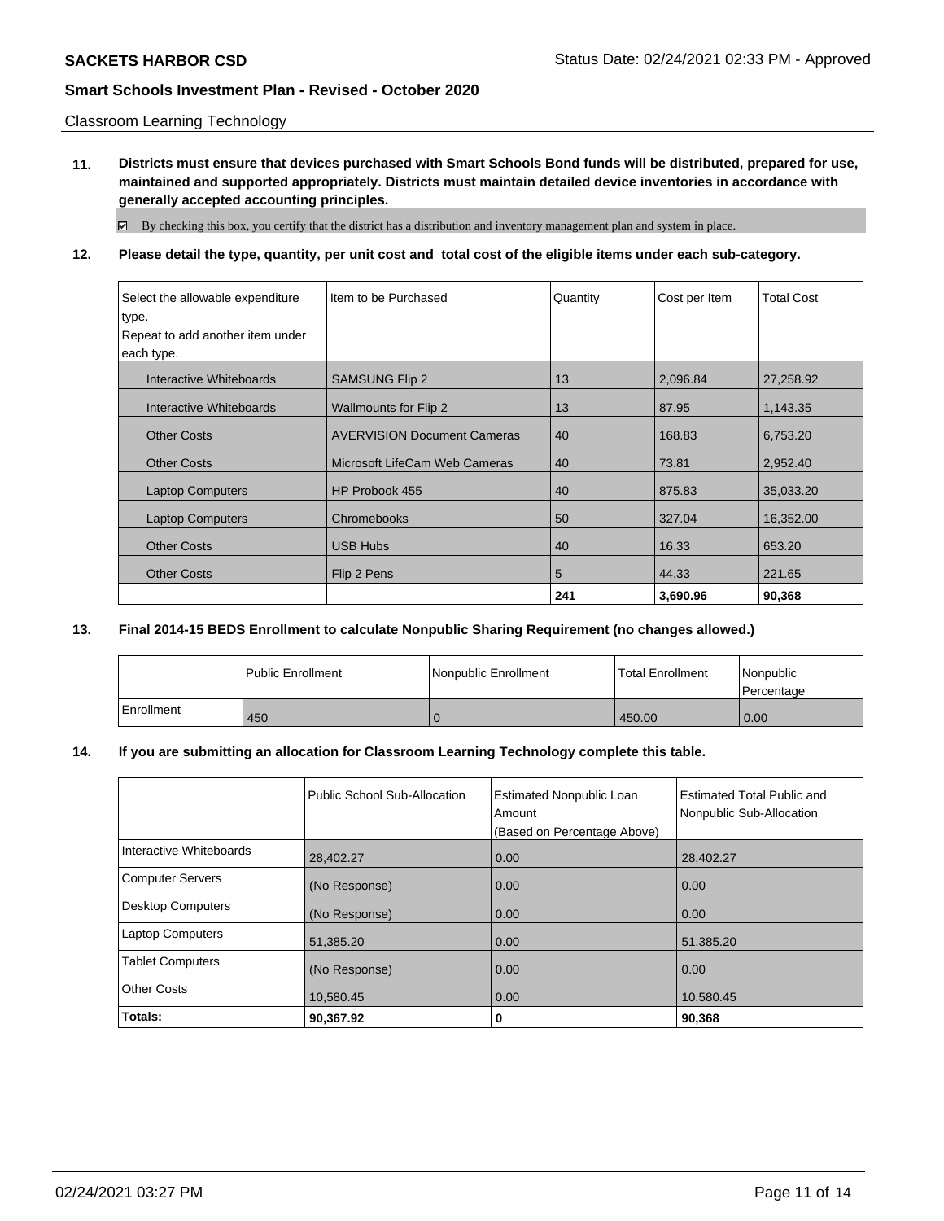Classroom Learning Technology

**11. Districts must ensure that devices purchased with Smart Schools Bond funds will be distributed, prepared for use, maintained and supported appropriately. Districts must maintain detailed device inventories in accordance with generally accepted accounting principles.**

☑ By checking this box, you certify that the district has a distribution and inventory management plan and system in place.

**12. Please detail the type, quantity, per unit cost and total cost of the eligible items under each sub-category.**

| Select the allowable expenditure type. Repeat to add another item under each type. | Item to be Purchased | Quantity | Cost per Item | Total Cost |
|---|---|---|---|---|
| Interactive Whiteboards | SAMSUNG Flip 2 | 13 | 2,096.84 | 27,258.92 |
| Interactive Whiteboards | Wallmounts for Flip 2 | 13 | 87.95 | 1,143.35 |
| Other Costs | AVERVISION Document Cameras | 40 | 168.83 | 6,753.20 |
| Other Costs | Microsoft LifeCam Web Cameras | 40 | 73.81 | 2,952.40 |
| Laptop Computers | HP Probook 455 | 40 | 875.83 | 35,033.20 |
| Laptop Computers | Chromebooks | 50 | 327.04 | 16,352.00 |
| Other Costs | USB Hubs | 40 | 16.33 | 653.20 |
| Other Costs | Flip 2 Pens | 5 | 44.33 | 221.65 |
| | | **241** | **3,690.96** | **90,368** |

**13. Final 2014-15 BEDS Enrollment to calculate Nonpublic Sharing Requirement (no changes allowed.)**

| | Public Enrollment | Nonpublic Enrollment | Total Enrollment | Nonpublic Percentage |
|---|---|---|---|---|
| Enrollment | 450 | 0 | 450.00 | 0.00 |

**14. If you are submitting an allocation for Classroom Learning Technology complete this table.**

| | Public School Sub-Allocation | Estimated Nonpublic Loan Amount (Based on Percentage Above) | Estimated Total Public and Nonpublic Sub-Allocation |
|---|---|---|---|
| Interactive Whiteboards | 28,402.27 | 0.00 | 28,402.27 |
| Computer Servers | (No Response) | 0.00 | 0.00 |
| Desktop Computers | (No Response) | 0.00 | 0.00 |
| Laptop Computers | 51,385.20 | 0.00 | 51,385.20 |
| Tablet Computers | (No Response) | 0.00 | 0.00 |
| Other Costs | 10,580.45 | 0.00 | 10,580.45 |
| **Totals:** | **90,367.92** | **0** | **90,368** |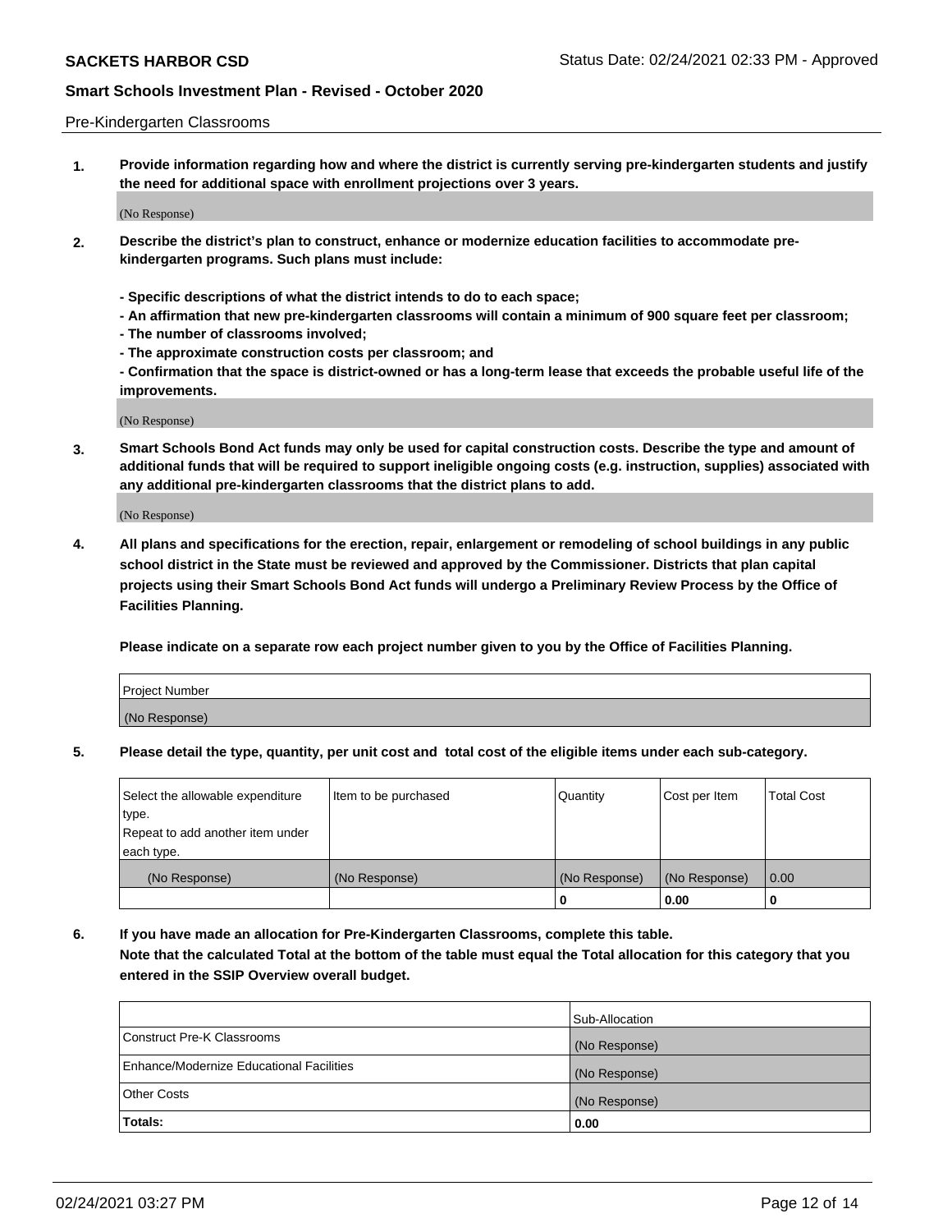Pre-Kindergarten Classrooms

**1. Provide information regarding how and where the district is currently serving pre-kindergarten students and justify the need for additional space with enrollment projections over 3 years.**

(No Response)

**2. Describe the district's plan to construct, enhance or modernize education facilities to accommodate pre-kindergarten programs. Such plans must include:**

**- Specific descriptions of what the district intends to do to each space;**
**- An affirmation that new pre-kindergarten classrooms will contain a minimum of 900 square feet per classroom;**
**- The number of classrooms involved;**
**- The approximate construction costs per classroom; and**
**- Confirmation that the space is district-owned or has a long-term lease that exceeds the probable useful life of the improvements.**

(No Response)

**3. Smart Schools Bond Act funds may only be used for capital construction costs. Describe the type and amount of additional funds that will be required to support ineligible ongoing costs (e.g. instruction, supplies) associated with any additional pre-kindergarten classrooms that the district plans to add.**

(No Response)

**4. All plans and specifications for the erection, repair, enlargement or remodeling of school buildings in any public school district in the State must be reviewed and approved by the Commissioner. Districts that plan capital projects using their Smart Schools Bond Act funds will undergo a Preliminary Review Process by the Office of Facilities Planning.**

**Please indicate on a separate row each project number given to you by the Office of Facilities Planning.**

| Project Number |
|---|
| (No Response) |

**5. Please detail the type, quantity, per unit cost and total cost of the eligible items under each sub-category.**

| Select the allowable expenditure type. Repeat to add another item under each type. | Item to be purchased | Quantity | Cost per Item | Total Cost |
|---|---|---|---|---|
| (No Response) | (No Response) | (No Response) | (No Response) | 0.00 |
| | | 0 | 0.00 | 0 |

**6. If you have made an allocation for Pre-Kindergarten Classrooms, complete this table.**
**Note that the calculated Total at the bottom of the table must equal the Total allocation for this category that you entered in the SSIP Overview overall budget.**

| | Sub-Allocation |
|---|---|
| Construct Pre-K Classrooms | (No Response) |
| Enhance/Modernize Educational Facilities | (No Response) |
| Other Costs | (No Response) |
| **Totals:** | 0.00 |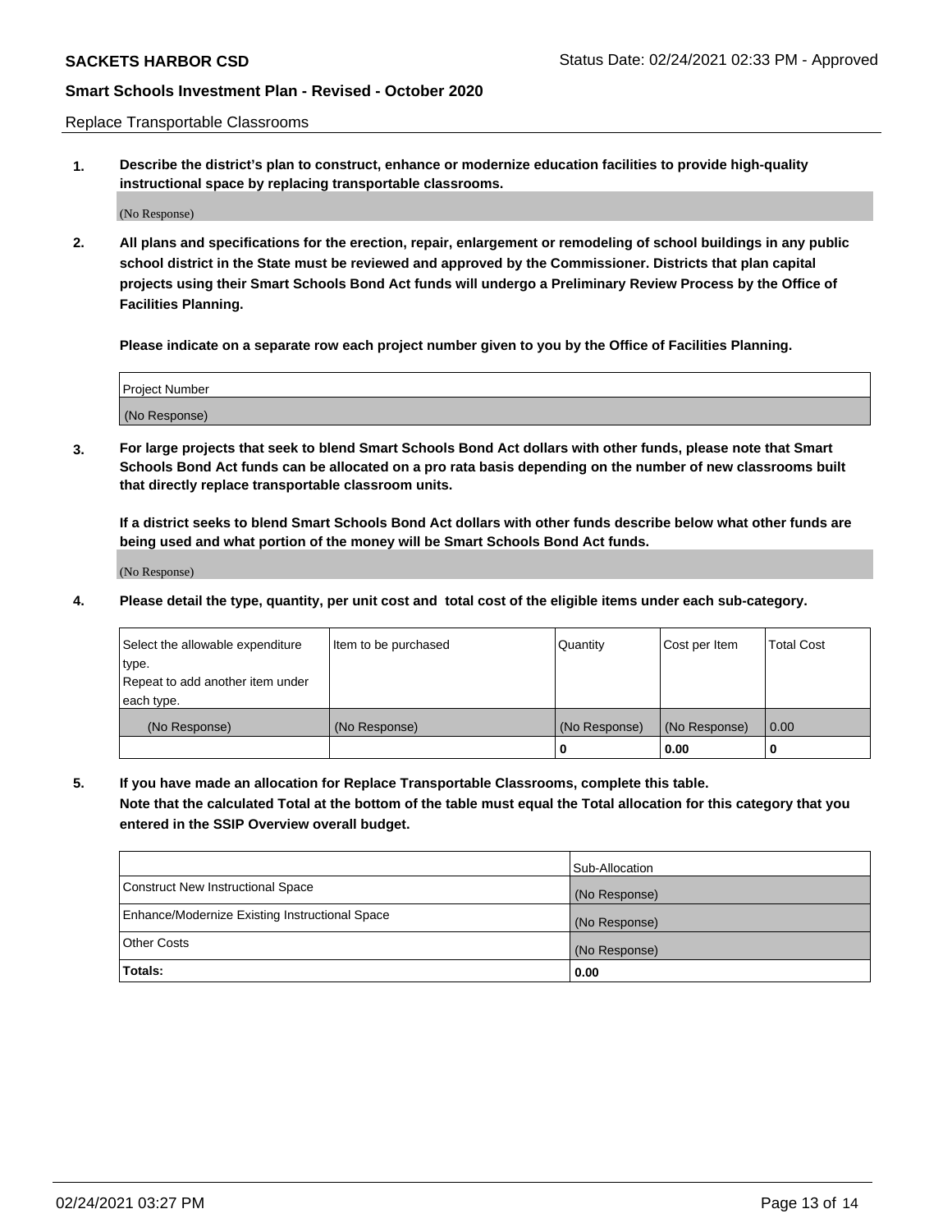Replace Transportable Classrooms

1. **Describe the district's plan to construct, enhance or modernize education facilities to provide high-quality instructional space by replacing transportable classrooms.**

(No Response)

2. **All plans and specifications for the erection, repair, enlargement or remodeling of school buildings in any public school district in the State must be reviewed and approved by the Commissioner. Districts that plan capital projects using their Smart Schools Bond Act funds will undergo a Preliminary Review Process by the Office of Facilities Planning.**

**Please indicate on a separate row each project number given to you by the Office of Facilities Planning.**

| Project Number |
|---|
| (No Response) |

3. **For large projects that seek to blend Smart Schools Bond Act dollars with other funds, please note that Smart Schools Bond Act funds can be allocated on a pro rata basis depending on the number of new classrooms built that directly replace transportable classroom units.**

**If a district seeks to blend Smart Schools Bond Act dollars with other funds describe below what other funds are being used and what portion of the money will be Smart Schools Bond Act funds.**

(No Response)

4. **Please detail the type, quantity, per unit cost and total cost of the eligible items under each sub-category.**

| Select the allowable expenditure type. Repeat to add another item under each type. | Item to be purchased | Quantity | Cost per Item | Total Cost |
|---|---|---|---|---|
| (No Response) | (No Response) | (No Response) | (No Response) | 0.00 |
| | | 0 | 0.00 | 0 |

5. **If you have made an allocation for Replace Transportable Classrooms, complete this table. Note that the calculated Total at the bottom of the table must equal the Total allocation for this category that you entered in the SSIP Overview overall budget.**

| | Sub-Allocation |
|---|---|
| Construct New Instructional Space | (No Response) |
| Enhance/Modernize Existing Instructional Space | (No Response) |
| Other Costs | (No Response) |
| **Totals:** | **0.00** |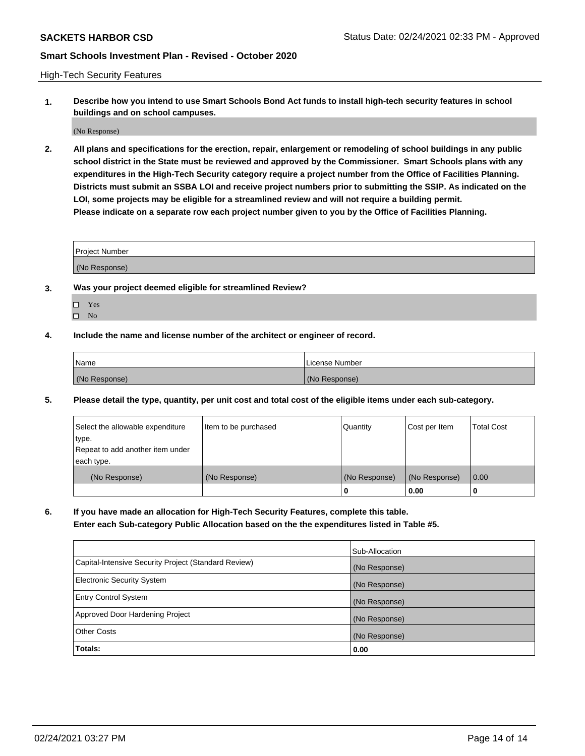## High-Tech Security Features

**1. Describe how you intend to use Smart Schools Bond Act funds to install high-tech security features in school buildings and on school campuses.**

(No Response)

**2. All plans and specifications for the erection, repair, enlargement or remodeling of school buildings in any public school district in the State must be reviewed and approved by the Commissioner. Smart Schools plans with any expenditures in the High-Tech Security category require a project number from the Office of Facilities Planning. Districts must submit an SSBA LOI and receive project numbers prior to submitting the SSIP. As indicated on the LOI, some projects may be eligible for a streamlined review and will not require a building permit.**
**Please indicate on a separate row each project number given to you by the Office of Facilities Planning.**

| Project Number |
| --- |
| (No Response) |

**3. Was your project deemed eligible for streamlined Review?**

- ☐ Yes
- ☐ No

**4. Include the name and license number of the architect or engineer of record.**

| Name | License Number |
| --- | --- |
| (No Response) | (No Response) |

**5. Please detail the type, quantity, per unit cost and total cost of the eligible items under each sub-category.**

| Select the allowable expenditure type. Repeat to add another item under each type. | Item to be purchased | Quantity | Cost per Item | Total Cost |
| --- | --- | --- | --- | --- |
| (No Response) | (No Response) | (No Response) | (No Response) | 0.00 |
| | | 0 | 0.00 | 0 |

**6. If you have made an allocation for High-Tech Security Features, complete this table.**
**Enter each Sub-category Public Allocation based on the the expenditures listed in Table #5.**

| | Sub-Allocation |
| --- | --- |
| Capital-Intensive Security Project (Standard Review) | (No Response) |
| Electronic Security System | (No Response) |
| Entry Control System | (No Response) |
| Approved Door Hardening Project | (No Response) |
| Other Costs | (No Response) |
| **Totals:** | **0.00** |